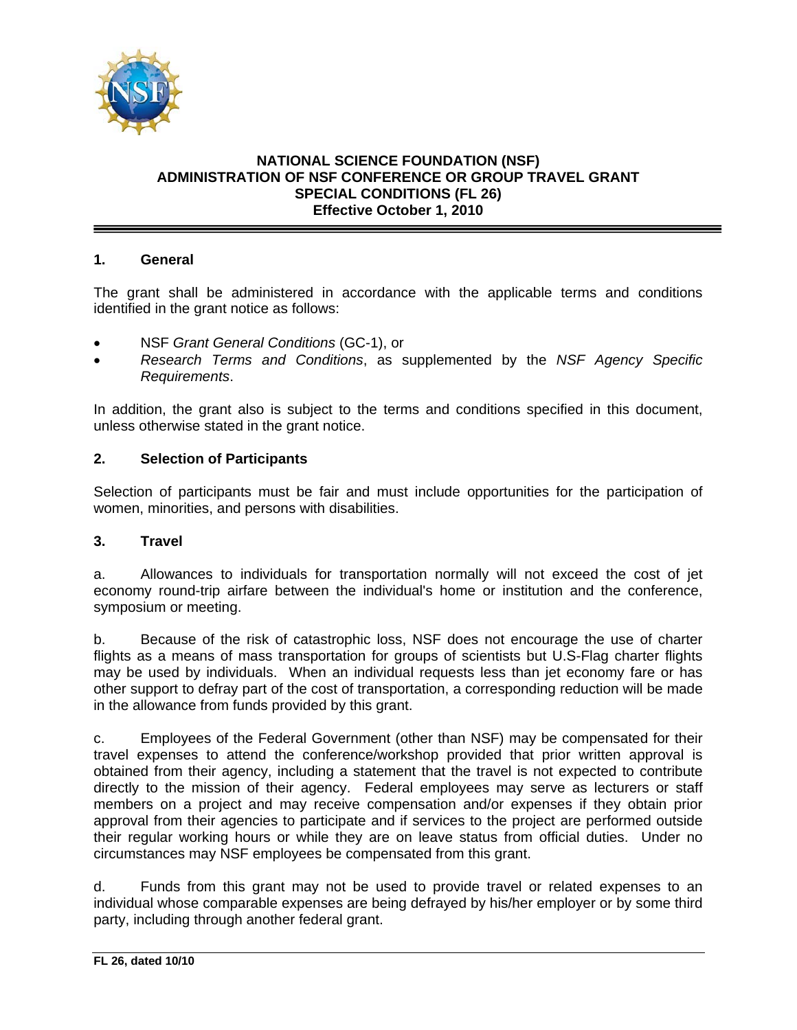# NATIONAL SCIENCE FOUNDATION (NSF)
# ADMINISTRATION OF NSF CONFERENCE OR GROUP TRAVEL GRANT
# SPECIAL CONDITIONS (FL 26)
## Effective October 1, 2010

## 1. General

The grant shall be administered in accordance with the applicable terms and conditions identified in the grant notice as follows:

- NSF *Grant General Conditions* (GC-1), or
- *Research Terms and Conditions*, as supplemented by the *NSF Agency Specific Requirements*.

In addition, the grant also is subject to the terms and conditions specified in this document, unless otherwise stated in the grant notice.

## 2. Selection of Participants

Selection of participants must be fair and must include opportunities for the participation of women, minorities, and persons with disabilities.

## 3. Travel

a. Allowances to individuals for transportation normally will not exceed the cost of jet economy round-trip airfare between the individual's home or institution and the conference, symposium or meeting.

b. Because of the risk of catastrophic loss, NSF does not encourage the use of charter flights as a means of mass transportation for groups of scientists but U.S-Flag charter flights may be used by individuals. When an individual requests less than jet economy fare or has other support to defray part of the cost of transportation, a corresponding reduction will be made in the allowance from funds provided by this grant.

c. Employees of the Federal Government (other than NSF) may be compensated for their travel expenses to attend the conference/workshop provided that prior written approval is obtained from their agency, including a statement that the travel is not expected to contribute directly to the mission of their agency. Federal employees may serve as lecturers or staff members on a project and may receive compensation and/or expenses if they obtain prior approval from their agencies to participate and if services to the project are performed outside their regular working hours or while they are on leave status from official duties. Under no circumstances may NSF employees be compensated from this grant.

d. Funds from this grant may not be used to provide travel or related expenses to an individual whose comparable expenses are being defrayed by his/her employer or by some third party, including through another federal grant.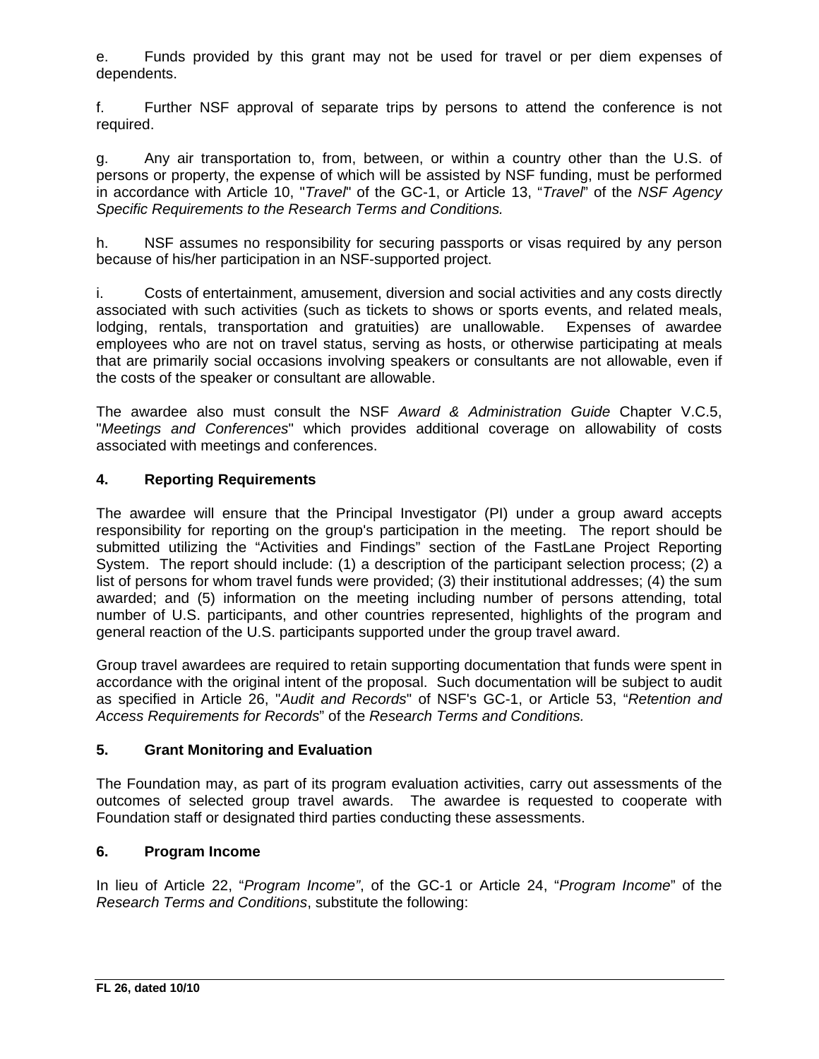e. Funds provided by this grant may not be used for travel or per diem expenses of dependents.

f. Further NSF approval of separate trips by persons to attend the conference is not required.

g. Any air transportation to, from, between, or within a country other than the U.S. of persons or property, the expense of which will be assisted by NSF funding, must be performed in accordance with Article 10, "*Travel*" of the GC-1, or Article 13, "*Travel*" of the *NSF Agency Specific Requirements to the Research Terms and Conditions.*

h. NSF assumes no responsibility for securing passports or visas required by any person because of his/her participation in an NSF-supported project.

i. Costs of entertainment, amusement, diversion and social activities and any costs directly associated with such activities (such as tickets to shows or sports events, and related meals, lodging, rentals, transportation and gratuities) are unallowable. Expenses of awardee employees who are not on travel status, serving as hosts, or otherwise participating at meals that are primarily social occasions involving speakers or consultants are not allowable, even if the costs of the speaker or consultant are allowable.

The awardee also must consult the NSF *Award & Administration Guide* Chapter V.C.5, "*Meetings and Conferences*" which provides additional coverage on allowability of costs associated with meetings and conferences.

**4. Reporting Requirements**

The awardee will ensure that the Principal Investigator (PI) under a group award accepts responsibility for reporting on the group's participation in the meeting. The report should be submitted utilizing the "Activities and Findings" section of the FastLane Project Reporting System. The report should include: (1) a description of the participant selection process; (2) a list of persons for whom travel funds were provided; (3) their institutional addresses; (4) the sum awarded; and (5) information on the meeting including number of persons attending, total number of U.S. participants, and other countries represented, highlights of the program and general reaction of the U.S. participants supported under the group travel award.

Group travel awardees are required to retain supporting documentation that funds were spent in accordance with the original intent of the proposal. Such documentation will be subject to audit as specified in Article 26, "*Audit and Records*" of NSF's GC-1, or Article 53, "*Retention and Access Requirements for Records*" of the *Research Terms and Conditions.*

**5. Grant Monitoring and Evaluation**

The Foundation may, as part of its program evaluation activities, carry out assessments of the outcomes of selected group travel awards. The awardee is requested to cooperate with Foundation staff or designated third parties conducting these assessments.

**6. Program Income**

In lieu of Article 22, "*Program Income"*, of the GC-1 or Article 24, "*Program Income*" of the *Research Terms and Conditions*, substitute the following: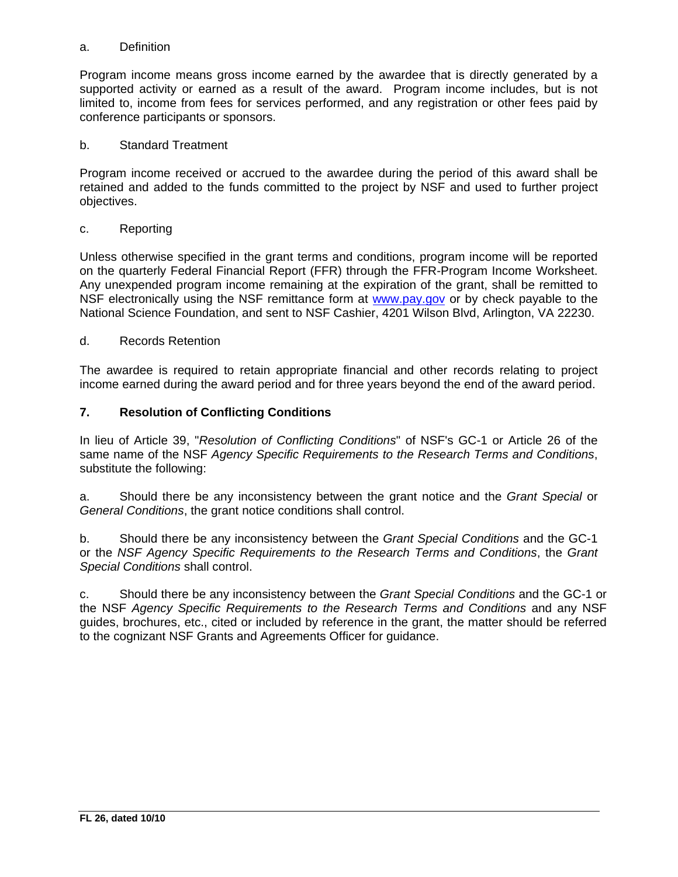a. Definition

Program income means gross income earned by the awardee that is directly generated by a supported activity or earned as a result of the award. Program income includes, but is not limited to, income from fees for services performed, and any registration or other fees paid by conference participants or sponsors.

b. Standard Treatment

Program income received or accrued to the awardee during the period of this award shall be retained and added to the funds committed to the project by NSF and used to further project objectives.

c. Reporting

Unless otherwise specified in the grant terms and conditions, program income will be reported on the quarterly Federal Financial Report (FFR) through the FFR-Program Income Worksheet. Any unexpended program income remaining at the expiration of the grant, shall be remitted to NSF electronically using the NSF remittance form at www.pay.gov or by check payable to the National Science Foundation, and sent to NSF Cashier, 4201 Wilson Blvd, Arlington, VA 22230.

d. Records Retention

The awardee is required to retain appropriate financial and other records relating to project income earned during the award period and for three years beyond the end of the award period.

**7. Resolution of Conflicting Conditions**

In lieu of Article 39, "*Resolution of Conflicting Conditions*" of NSF's GC-1 or Article 26 of the same name of the NSF *Agency Specific Requirements to the Research Terms and Conditions*, substitute the following:

a. Should there be any inconsistency between the grant notice and the *Grant Special* or *General Conditions*, the grant notice conditions shall control.

b. Should there be any inconsistency between the *Grant Special Conditions* and the GC-1 or the *NSF Agency Specific Requirements to the Research Terms and Conditions*, the *Grant Special Conditions* shall control.

c. Should there be any inconsistency between the *Grant Special Conditions* and the GC-1 or the NSF *Agency Specific Requirements to the Research Terms and Conditions* and any NSF guides, brochures, etc., cited or included by reference in the grant, the matter should be referred to the cognizant NSF Grants and Agreements Officer for guidance.